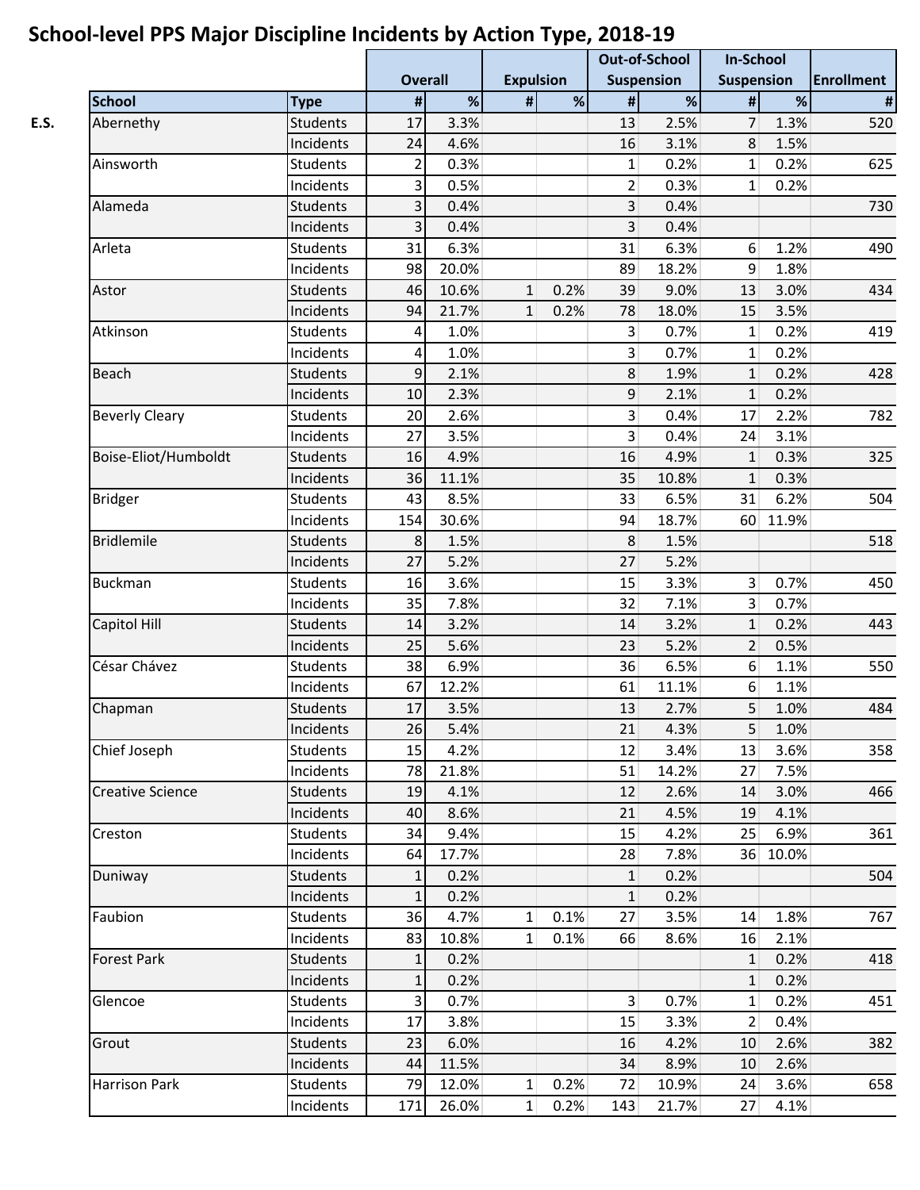# School-level PPS Major Discipline Incidents by Action Type, 2018-19

| | | | Overall | | Expulsion | | Out-of-School Suspension | | In-School Suspension | | Enrollment |
|---|---|---|---|---|---|---|---|---|---|---|---|
| | School | Type | # | % | # | % | # | % | # | % | # |
| E.S. | Abernethy | Students | 17 | 3.3% | | | 13 | 2.5% | 7 | 1.3% | 520 |
| | | Incidents | 24 | 4.6% | | | 16 | 3.1% | 8 | 1.5% | |
| | Ainsworth | Students | 2 | 0.3% | | | 1 | 0.2% | 1 | 0.2% | 625 |
| | | Incidents | 3 | 0.5% | | | 2 | 0.3% | 1 | 0.2% | |
| | Alameda | Students | 3 | 0.4% | | | 3 | 0.4% | | | 730 |
| | | Incidents | 3 | 0.4% | | | 3 | 0.4% | | | |
| | Arleta | Students | 31 | 6.3% | | | 31 | 6.3% | 6 | 1.2% | 490 |
| | | Incidents | 98 | 20.0% | | | 89 | 18.2% | 9 | 1.8% | |
| | Astor | Students | 46 | 10.6% | 1 | 0.2% | 39 | 9.0% | 13 | 3.0% | 434 |
| | | Incidents | 94 | 21.7% | 1 | 0.2% | 78 | 18.0% | 15 | 3.5% | |
| | Atkinson | Students | 4 | 1.0% | | | 3 | 0.7% | 1 | 0.2% | 419 |
| | | Incidents | 4 | 1.0% | | | 3 | 0.7% | 1 | 0.2% | |
| | Beach | Students | 9 | 2.1% | | | 8 | 1.9% | 1 | 0.2% | 428 |
| | | Incidents | 10 | 2.3% | | | 9 | 2.1% | 1 | 0.2% | |
| | Beverly Cleary | Students | 20 | 2.6% | | | 3 | 0.4% | 17 | 2.2% | 782 |
| | | Incidents | 27 | 3.5% | | | 3 | 0.4% | 24 | 3.1% | |
| | Boise-Eliot/Humboldt | Students | 16 | 4.9% | | | 16 | 4.9% | 1 | 0.3% | 325 |
| | | Incidents | 36 | 11.1% | | | 35 | 10.8% | 1 | 0.3% | |
| | Bridger | Students | 43 | 8.5% | | | 33 | 6.5% | 31 | 6.2% | 504 |
| | | Incidents | 154 | 30.6% | | | 94 | 18.7% | 60 | 11.9% | |
| | Bridlemile | Students | 8 | 1.5% | | | 8 | 1.5% | | | 518 |
| | | Incidents | 27 | 5.2% | | | 27 | 5.2% | | | |
| | Buckman | Students | 16 | 3.6% | | | 15 | 3.3% | 3 | 0.7% | 450 |
| | | Incidents | 35 | 7.8% | | | 32 | 7.1% | 3 | 0.7% | |
| | Capitol Hill | Students | 14 | 3.2% | | | 14 | 3.2% | 1 | 0.2% | 443 |
| | | Incidents | 25 | 5.6% | | | 23 | 5.2% | 2 | 0.5% | |
| | César Chávez | Students | 38 | 6.9% | | | 36 | 6.5% | 6 | 1.1% | 550 |
| | | Incidents | 67 | 12.2% | | | 61 | 11.1% | 6 | 1.1% | |
| | Chapman | Students | 17 | 3.5% | | | 13 | 2.7% | 5 | 1.0% | 484 |
| | | Incidents | 26 | 5.4% | | | 21 | 4.3% | 5 | 1.0% | |
| | Chief Joseph | Students | 15 | 4.2% | | | 12 | 3.4% | 13 | 3.6% | 358 |
| | | Incidents | 78 | 21.8% | | | 51 | 14.2% | 27 | 7.5% | |
| | Creative Science | Students | 19 | 4.1% | | | 12 | 2.6% | 14 | 3.0% | 466 |
| | | Incidents | 40 | 8.6% | | | 21 | 4.5% | 19 | 4.1% | |
| | Creston | Students | 34 | 9.4% | | | 15 | 4.2% | 25 | 6.9% | 361 |
| | | Incidents | 64 | 17.7% | | | 28 | 7.8% | 36 | 10.0% | |
| | Duniway | Students | 1 | 0.2% | | | 1 | 0.2% | | | 504 |
| | | Incidents | 1 | 0.2% | | | 1 | 0.2% | | | |
| | Faubion | Students | 36 | 4.7% | 1 | 0.1% | 27 | 3.5% | 14 | 1.8% | 767 |
| | | Incidents | 83 | 10.8% | 1 | 0.1% | 66 | 8.6% | 16 | 2.1% | |
| | Forest Park | Students | 1 | 0.2% | | | | | 1 | 0.2% | 418 |
| | | Incidents | 1 | 0.2% | | | | | 1 | 0.2% | |
| | Glencoe | Students | 3 | 0.7% | | | 3 | 0.7% | 1 | 0.2% | 451 |
| | | Incidents | 17 | 3.8% | | | 15 | 3.3% | 2 | 0.4% | |
| | Grout | Students | 23 | 6.0% | | | 16 | 4.2% | 10 | 2.6% | 382 |
| | | Incidents | 44 | 11.5% | | | 34 | 8.9% | 10 | 2.6% | |
| | Harrison Park | Students | 79 | 12.0% | 1 | 0.2% | 72 | 10.9% | 24 | 3.6% | 658 |
| | | Incidents | 171 | 26.0% | 1 | 0.2% | 143 | 21.7% | 27 | 4.1% | |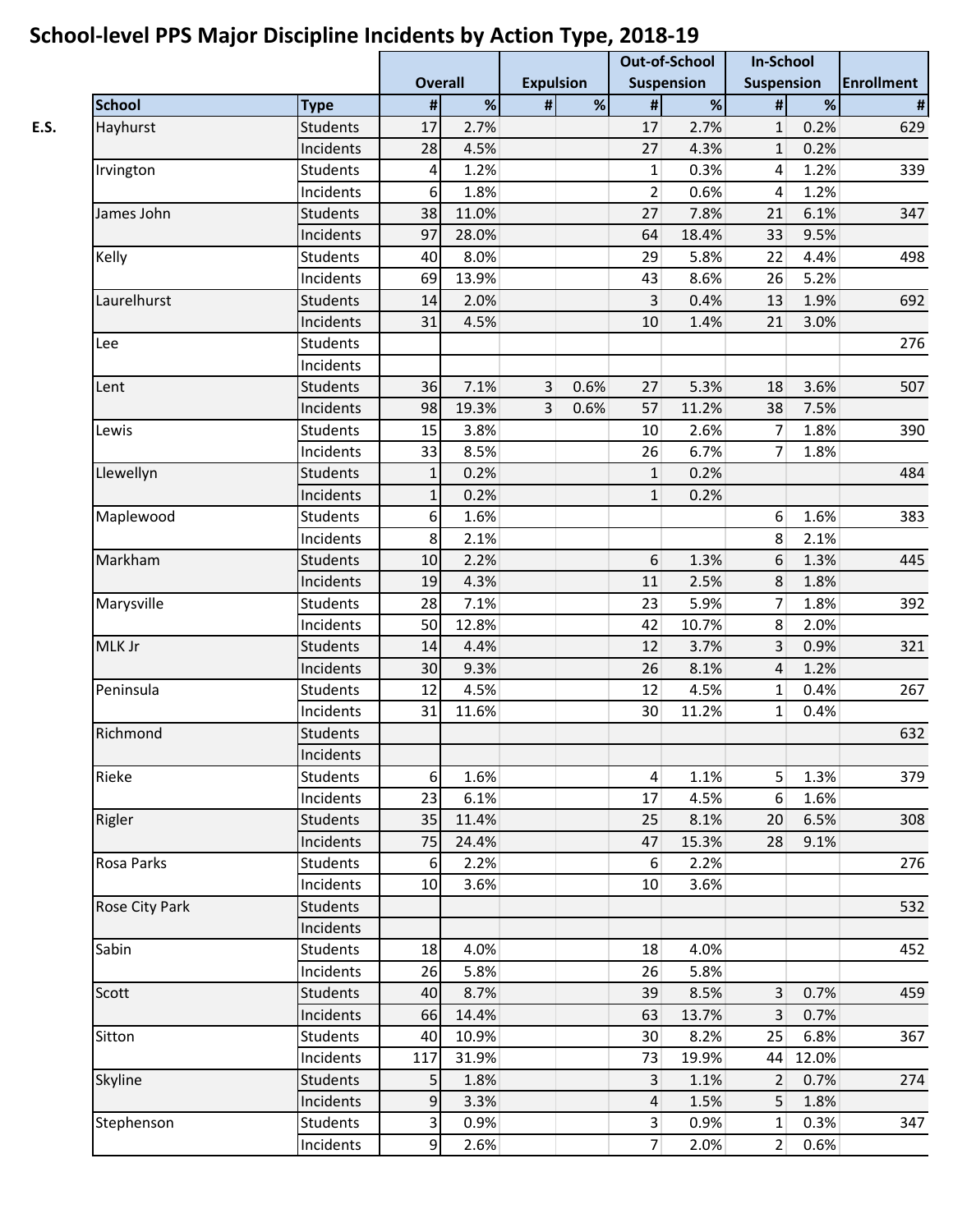# School-level PPS Major Discipline Incidents by Action Type, 2018-19

| | School | Type | Overall | | Expulsion | | Out-of-School Suspension | | In-School Suspension | | Enrollment |
|---|---|---|---|---|---|---|---|---|---|---|---|
| | | | # | % | # | % | # | % | # | % | # |
| E.S. | Hayhurst | Students | 17 | 2.7% | | | 17 | 2.7% | 1 | 0.2% | 629 |
| | | Incidents | 28 | 4.5% | | | 27 | 4.3% | 1 | 0.2% | |
| | Irvington | Students | 4 | 1.2% | | | 1 | 0.3% | 4 | 1.2% | 339 |
| | | Incidents | 6 | 1.8% | | | 2 | 0.6% | 4 | 1.2% | |
| | James John | Students | 38 | 11.0% | | | 27 | 7.8% | 21 | 6.1% | 347 |
| | | Incidents | 97 | 28.0% | | | 64 | 18.4% | 33 | 9.5% | |
| | Kelly | Students | 40 | 8.0% | | | 29 | 5.8% | 22 | 4.4% | 498 |
| | | Incidents | 69 | 13.9% | | | 43 | 8.6% | 26 | 5.2% | |
| | Laurelhurst | Students | 14 | 2.0% | | | 3 | 0.4% | 13 | 1.9% | 692 |
| | | Incidents | 31 | 4.5% | | | 10 | 1.4% | 21 | 3.0% | |
| | Lee | Students | | | | | | | | | 276 |
| | | Incidents | | | | | | | | | |
| | Lent | Students | 36 | 7.1% | 3 | 0.6% | 27 | 5.3% | 18 | 3.6% | 507 |
| | | Incidents | 98 | 19.3% | 3 | 0.6% | 57 | 11.2% | 38 | 7.5% | |
| | Lewis | Students | 15 | 3.8% | | | 10 | 2.6% | 7 | 1.8% | 390 |
| | | Incidents | 33 | 8.5% | | | 26 | 6.7% | 7 | 1.8% | |
| | Llewellyn | Students | 1 | 0.2% | | | 1 | 0.2% | | | 484 |
| | | Incidents | 1 | 0.2% | | | 1 | 0.2% | | | |
| | Maplewood | Students | 6 | 1.6% | | | | | 6 | 1.6% | 383 |
| | | Incidents | 8 | 2.1% | | | | | 8 | 2.1% | |
| | Markham | Students | 10 | 2.2% | | | 6 | 1.3% | 6 | 1.3% | 445 |
| | | Incidents | 19 | 4.3% | | | 11 | 2.5% | 8 | 1.8% | |
| | Marysville | Students | 28 | 7.1% | | | 23 | 5.9% | 7 | 1.8% | 392 |
| | | Incidents | 50 | 12.8% | | | 42 | 10.7% | 8 | 2.0% | |
| | MLK Jr | Students | 14 | 4.4% | | | 12 | 3.7% | 3 | 0.9% | 321 |
| | | Incidents | 30 | 9.3% | | | 26 | 8.1% | 4 | 1.2% | |
| | Peninsula | Students | 12 | 4.5% | | | 12 | 4.5% | 1 | 0.4% | 267 |
| | | Incidents | 31 | 11.6% | | | 30 | 11.2% | 1 | 0.4% | |
| | Richmond | Students | | | | | | | | | 632 |
| | | Incidents | | | | | | | | | |
| | Rieke | Students | 6 | 1.6% | | | 4 | 1.1% | 5 | 1.3% | 379 |
| | | Incidents | 23 | 6.1% | | | 17 | 4.5% | 6 | 1.6% | |
| | Rigler | Students | 35 | 11.4% | | | 25 | 8.1% | 20 | 6.5% | 308 |
| | | Incidents | 75 | 24.4% | | | 47 | 15.3% | 28 | 9.1% | |
| | Rosa Parks | Students | 6 | 2.2% | | | 6 | 2.2% | | | 276 |
| | | Incidents | 10 | 3.6% | | | 10 | 3.6% | | | |
| | Rose City Park | Students | | | | | | | | | 532 |
| | | Incidents | | | | | | | | | |
| | Sabin | Students | 18 | 4.0% | | | 18 | 4.0% | | | 452 |
| | | Incidents | 26 | 5.8% | | | 26 | 5.8% | | | |
| | Scott | Students | 40 | 8.7% | | | 39 | 8.5% | 3 | 0.7% | 459 |
| | | Incidents | 66 | 14.4% | | | 63 | 13.7% | 3 | 0.7% | |
| | Sitton | Students | 40 | 10.9% | | | 30 | 8.2% | 25 | 6.8% | 367 |
| | | Incidents | 117 | 31.9% | | | 73 | 19.9% | 44 | 12.0% | |
| | Skyline | Students | 5 | 1.8% | | | 3 | 1.1% | 2 | 0.7% | 274 |
| | | Incidents | 9 | 3.3% | | | 4 | 1.5% | 5 | 1.8% | |
| | Stephenson | Students | 3 | 0.9% | | | 3 | 0.9% | 1 | 0.3% | 347 |
| | | Incidents | 9 | 2.6% | | | 7 | 2.0% | 2 | 0.6% | |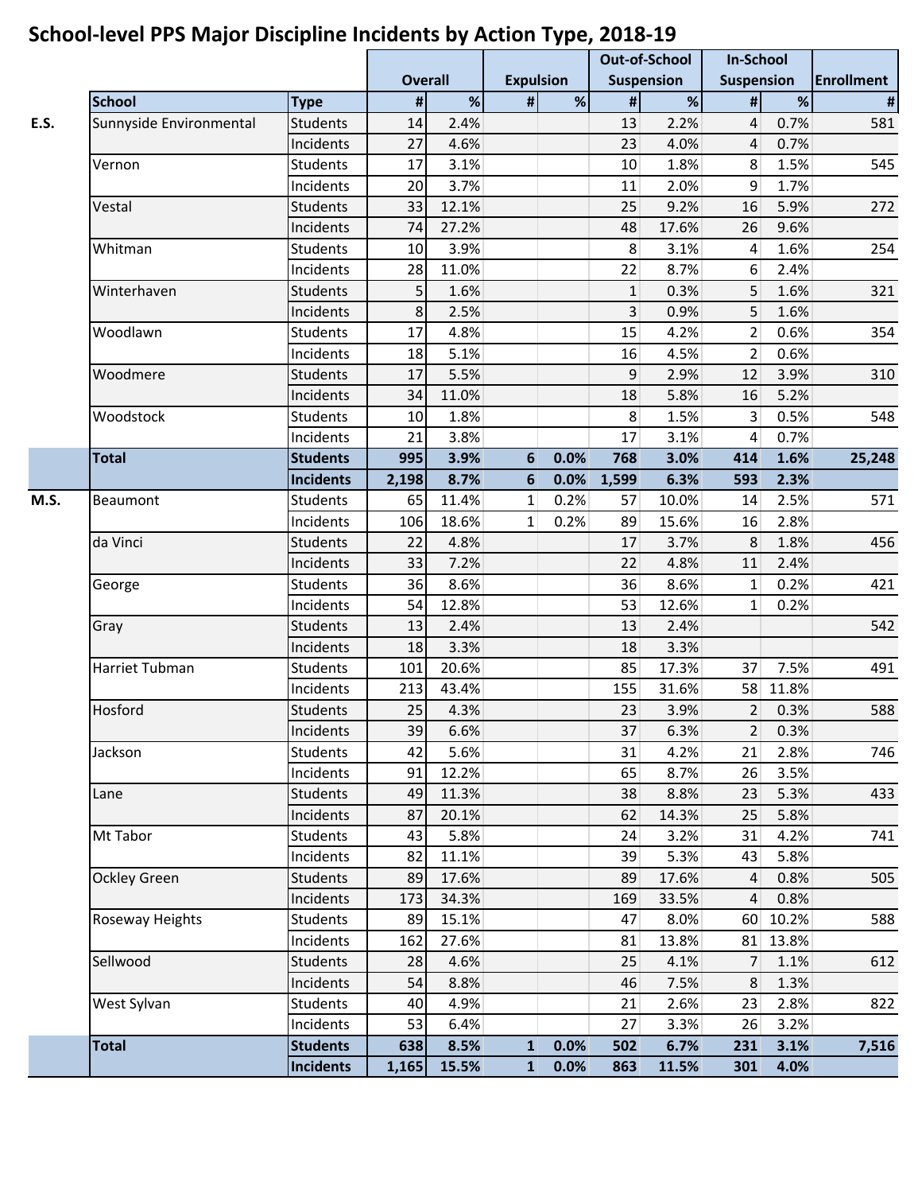## School-level PPS Major Discipline Incidents by Action Type, 2018-19

| | | | Overall | | Expulsion | | Out-of-School Suspension | | In-School Suspension | | Enrollment |
|---|---|---|---|---|---|---|---|---|---|---|---|
| | School | Type | # | % | # | % | # | % | # | % | # |
| E.S. | Sunnyside Environmental | Students | 14 | 2.4% | | | 13 | 2.2% | 4 | 0.7% | 581 |
| | | Incidents | 27 | 4.6% | | | 23 | 4.0% | 4 | 0.7% | |
| | Vernon | Students | 17 | 3.1% | | | 10 | 1.8% | 8 | 1.5% | 545 |
| | | Incidents | 20 | 3.7% | | | 11 | 2.0% | 9 | 1.7% | |
| | Vestal | Students | 33 | 12.1% | | | 25 | 9.2% | 16 | 5.9% | 272 |
| | | Incidents | 74 | 27.2% | | | 48 | 17.6% | 26 | 9.6% | |
| | Whitman | Students | 10 | 3.9% | | | 8 | 3.1% | 4 | 1.6% | 254 |
| | | Incidents | 28 | 11.0% | | | 22 | 8.7% | 6 | 2.4% | |
| | Winterhaven | Students | 5 | 1.6% | | | 1 | 0.3% | 5 | 1.6% | 321 |
| | | Incidents | 8 | 2.5% | | | 3 | 0.9% | 5 | 1.6% | |
| | Woodlawn | Students | 17 | 4.8% | | | 15 | 4.2% | 2 | 0.6% | 354 |
| | | Incidents | 18 | 5.1% | | | 16 | 4.5% | 2 | 0.6% | |
| | Woodmere | Students | 17 | 5.5% | | | 9 | 2.9% | 12 | 3.9% | 310 |
| | | Incidents | 34 | 11.0% | | | 18 | 5.8% | 16 | 5.2% | |
| | Woodstock | Students | 10 | 1.8% | | | 8 | 1.5% | 3 | 0.5% | 548 |
| | | Incidents | 21 | 3.8% | | | 17 | 3.1% | 4 | 0.7% | |
| | **Total** | **Students** | **995** | **3.9%** | **6** | **0.0%** | **768** | **3.0%** | **414** | **1.6%** | **25,248** |
| | | **Incidents** | **2,198** | **8.7%** | **6** | **0.0%** | **1,599** | **6.3%** | **593** | **2.3%** | |
| M.S. | Beaumont | Students | 65 | 11.4% | 1 | 0.2% | 57 | 10.0% | 14 | 2.5% | 571 |
| | | Incidents | 106 | 18.6% | 1 | 0.2% | 89 | 15.6% | 16 | 2.8% | |
| | da Vinci | Students | 22 | 4.8% | | | 17 | 3.7% | 8 | 1.8% | 456 |
| | | Incidents | 33 | 7.2% | | | 22 | 4.8% | 11 | 2.4% | |
| | George | Students | 36 | 8.6% | | | 36 | 8.6% | 1 | 0.2% | 421 |
| | | Incidents | 54 | 12.8% | | | 53 | 12.6% | 1 | 0.2% | |
| | Gray | Students | 13 | 2.4% | | | 13 | 2.4% | | | 542 |
| | | Incidents | 18 | 3.3% | | | 18 | 3.3% | | | |
| | Harriet Tubman | Students | 101 | 20.6% | | | 85 | 17.3% | 37 | 7.5% | 491 |
| | | Incidents | 213 | 43.4% | | | 155 | 31.6% | 58 | 11.8% | |
| | Hosford | Students | 25 | 4.3% | | | 23 | 3.9% | 2 | 0.3% | 588 |
| | | Incidents | 39 | 6.6% | | | 37 | 6.3% | 2 | 0.3% | |
| | Jackson | Students | 42 | 5.6% | | | 31 | 4.2% | 21 | 2.8% | 746 |
| | | Incidents | 91 | 12.2% | | | 65 | 8.7% | 26 | 3.5% | |
| | Lane | Students | 49 | 11.3% | | | 38 | 8.8% | 23 | 5.3% | 433 |
| | | Incidents | 87 | 20.1% | | | 62 | 14.3% | 25 | 5.8% | |
| | Mt Tabor | Students | 43 | 5.8% | | | 24 | 3.2% | 31 | 4.2% | 741 |
| | | Incidents | 82 | 11.1% | | | 39 | 5.3% | 43 | 5.8% | |
| | Ockley Green | Students | 89 | 17.6% | | | 89 | 17.6% | 4 | 0.8% | 505 |
| | | Incidents | 173 | 34.3% | | | 169 | 33.5% | 4 | 0.8% | |
| | Roseway Heights | Students | 89 | 15.1% | | | 47 | 8.0% | 60 | 10.2% | 588 |
| | | Incidents | 162 | 27.6% | | | 81 | 13.8% | 81 | 13.8% | |
| | Sellwood | Students | 28 | 4.6% | | | 25 | 4.1% | 7 | 1.1% | 612 |
| | | Incidents | 54 | 8.8% | | | 46 | 7.5% | 8 | 1.3% | |
| | West Sylvan | Students | 40 | 4.9% | | | 21 | 2.6% | 23 | 2.8% | 822 |
| | | Incidents | 53 | 6.4% | | | 27 | 3.3% | 26 | 3.2% | |
| | **Total** | **Students** | **638** | **8.5%** | **1** | **0.0%** | **502** | **6.7%** | **231** | **3.1%** | **7,516** |
| | | **Incidents** | **1,165** | **15.5%** | **1** | **0.0%** | **863** | **11.5%** | **301** | **4.0%** | |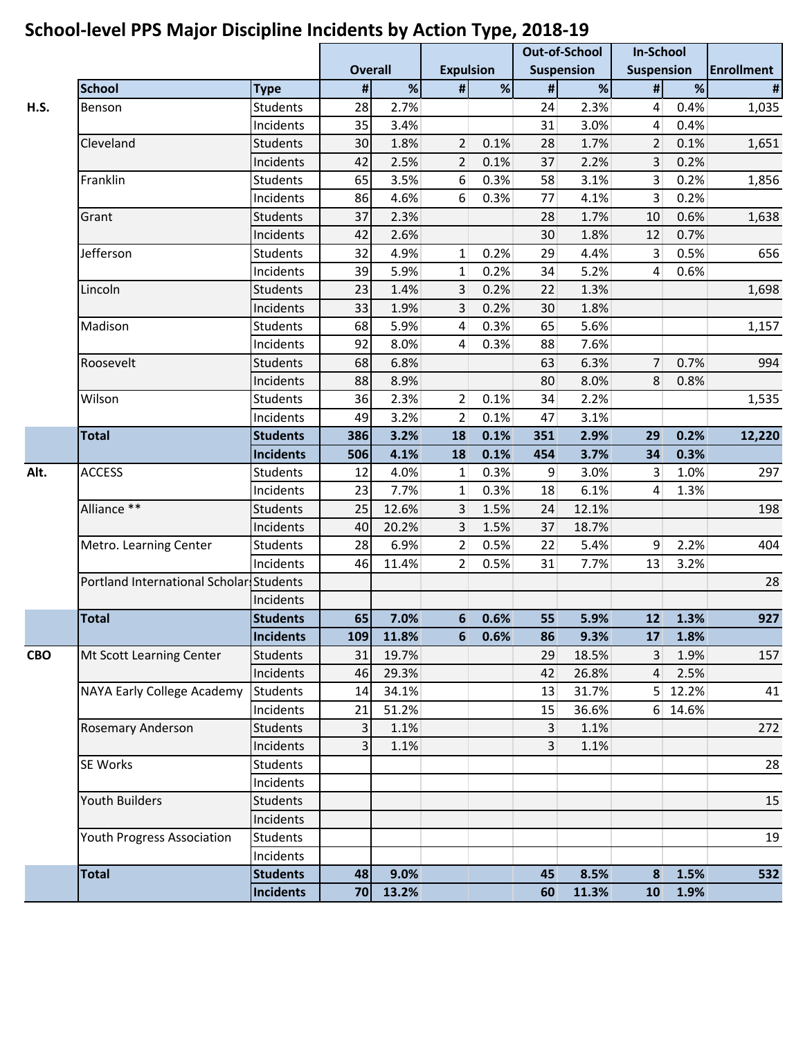# School-level PPS Major Discipline Incidents by Action Type, 2018-19

| | | | Overall | | Expulsion | | Out-of-School Suspension | | In-School Suspension | | Enrollment |
|---|---|---|---|---|---|---|---|---|---|---|---|
| | School | Type | # | % | # | % | # | % | # | % | # |
| H.S. | Benson | Students | 28 | 2.7% | | | 24 | 2.3% | 4 | 0.4% | 1,035 |
| | | Incidents | 35 | 3.4% | | | 31 | 3.0% | 4 | 0.4% | |
| | Cleveland | Students | 30 | 1.8% | 2 | 0.1% | 28 | 1.7% | 2 | 0.1% | 1,651 |
| | | Incidents | 42 | 2.5% | 2 | 0.1% | 37 | 2.2% | 3 | 0.2% | |
| | Franklin | Students | 65 | 3.5% | 6 | 0.3% | 58 | 3.1% | 3 | 0.2% | 1,856 |
| | | Incidents | 86 | 4.6% | 6 | 0.3% | 77 | 4.1% | 3 | 0.2% | |
| | Grant | Students | 37 | 2.3% | | | 28 | 1.7% | 10 | 0.6% | 1,638 |
| | | Incidents | 42 | 2.6% | | | 30 | 1.8% | 12 | 0.7% | |
| | Jefferson | Students | 32 | 4.9% | 1 | 0.2% | 29 | 4.4% | 3 | 0.5% | 656 |
| | | Incidents | 39 | 5.9% | 1 | 0.2% | 34 | 5.2% | 4 | 0.6% | |
| | Lincoln | Students | 23 | 1.4% | 3 | 0.2% | 22 | 1.3% | | | 1,698 |
| | | Incidents | 33 | 1.9% | 3 | 0.2% | 30 | 1.8% | | | |
| | Madison | Students | 68 | 5.9% | 4 | 0.3% | 65 | 5.6% | | | 1,157 |
| | | Incidents | 92 | 8.0% | 4 | 0.3% | 88 | 7.6% | | | |
| | Roosevelt | Students | 68 | 6.8% | | | 63 | 6.3% | 7 | 0.7% | 994 |
| | | Incidents | 88 | 8.9% | | | 80 | 8.0% | 8 | 0.8% | |
| | Wilson | Students | 36 | 2.3% | 2 | 0.1% | 34 | 2.2% | | | 1,535 |
| | | Incidents | 49 | 3.2% | 2 | 0.1% | 47 | 3.1% | | | |
| | **Total** | **Students** | **386** | **3.2%** | **18** | **0.1%** | **351** | **2.9%** | **29** | **0.2%** | **12,220** |
| | | **Incidents** | **506** | **4.1%** | **18** | **0.1%** | **454** | **3.7%** | **34** | **0.3%** | |
| Alt. | ACCESS | Students | 12 | 4.0% | 1 | 0.3% | 9 | 3.0% | 3 | 1.0% | 297 |
| | | Incidents | 23 | 7.7% | 1 | 0.3% | 18 | 6.1% | 4 | 1.3% | |
| | Alliance ** | Students | 25 | 12.6% | 3 | 1.5% | 24 | 12.1% | | | 198 |
| | | Incidents | 40 | 20.2% | 3 | 1.5% | 37 | 18.7% | | | |
| | Metro. Learning Center | Students | 28 | 6.9% | 2 | 0.5% | 22 | 5.4% | 9 | 2.2% | 404 |
| | | Incidents | 46 | 11.4% | 2 | 0.5% | 31 | 7.7% | 13 | 3.2% | |
| | Portland International Scholars | Students | | | | | | | | | 28 |
| | | Incidents | | | | | | | | | |
| | **Total** | **Students** | **65** | **7.0%** | **6** | **0.6%** | **55** | **5.9%** | **12** | **1.3%** | **927** |
| | | **Incidents** | **109** | **11.8%** | **6** | **0.6%** | **86** | **9.3%** | **17** | **1.8%** | |
| CBO | Mt Scott Learning Center | Students | 31 | 19.7% | | | 29 | 18.5% | 3 | 1.9% | 157 |
| | | Incidents | 46 | 29.3% | | | 42 | 26.8% | 4 | 2.5% | |
| | NAYA Early College Academy | Students | 14 | 34.1% | | | 13 | 31.7% | 5 | 12.2% | 41 |
| | | Incidents | 21 | 51.2% | | | 15 | 36.6% | 6 | 14.6% | |
| | Rosemary Anderson | Students | 3 | 1.1% | | | 3 | 1.1% | | | 272 |
| | | Incidents | 3 | 1.1% | | | 3 | 1.1% | | | |
| | SE Works | Students | | | | | | | | | 28 |
| | | Incidents | | | | | | | | | |
| | Youth Builders | Students | | | | | | | | | 15 |
| | | Incidents | | | | | | | | | |
| | Youth Progress Association | Students | | | | | | | | | 19 |
| | | Incidents | | | | | | | | | |
| | **Total** | **Students** | **48** | **9.0%** | | | **45** | **8.5%** | **8** | **1.5%** | **532** |
| | | **Incidents** | **70** | **13.2%** | | | **60** | **11.3%** | **10** | **1.9%** | |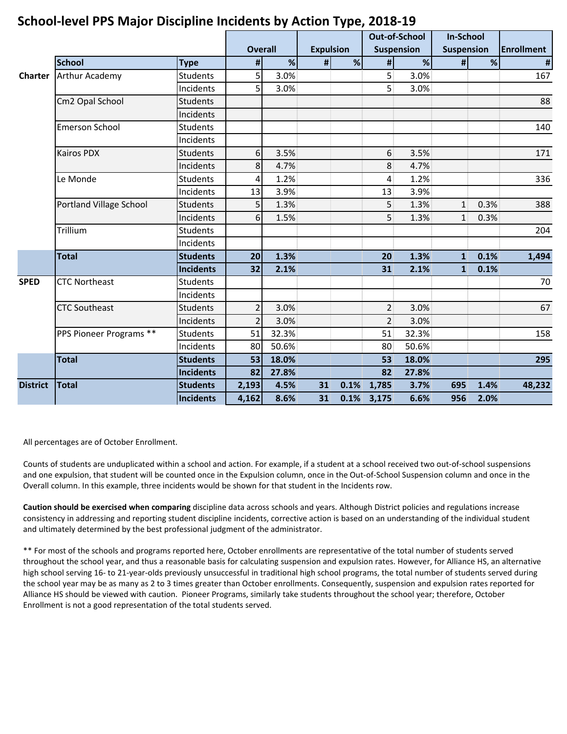# School-level PPS Major Discipline Incidents by Action Type, 2018-19

| | | | Overall | | Expulsion | | Out-of-School Suspension | | In-School Suspension | | Enrollment |
|---|---|---|---|---|---|---|---|---|---|---|---|
| | **School** | **Type** | **#** | **%** | **#** | **%** | **#** | **%** | **#** | **%** | **#** |
| **Charter** | Arthur Academy | Students | 5 | 3.0% | | | 5 | 3.0% | | | 167 |
| | | Incidents | 5 | 3.0% | | | 5 | 3.0% | | | |
| | Cm2 Opal School | Students | | | | | | | | | 88 |
| | | Incidents | | | | | | | | | |
| | Emerson School | Students | | | | | | | | | 140 |
| | | Incidents | | | | | | | | | |
| | Kairos PDX | Students | 6 | 3.5% | | | 6 | 3.5% | | | 171 |
| | | Incidents | 8 | 4.7% | | | 8 | 4.7% | | | |
| | Le Monde | Students | 4 | 1.2% | | | 4 | 1.2% | | | 336 |
| | | Incidents | 13 | 3.9% | | | 13 | 3.9% | | | |
| | Portland Village School | Students | 5 | 1.3% | | | 5 | 1.3% | 1 | 0.3% | 388 |
| | | Incidents | 6 | 1.5% | | | 5 | 1.3% | 1 | 0.3% | |
| | Trillium | Students | | | | | | | | | 204 |
| | | Incidents | | | | | | | | | |
| | **Total** | **Students** | **20** | **1.3%** | | | **20** | **1.3%** | **1** | **0.1%** | **1,494** |
| | | **Incidents** | **32** | **2.1%** | | | **31** | **2.1%** | **1** | **0.1%** | |
| **SPED** | CTC Northeast | Students | | | | | | | | | 70 |
| | | Incidents | | | | | | | | | |
| | CTC Southeast | Students | 2 | 3.0% | | | 2 | 3.0% | | | 67 |
| | | Incidents | 2 | 3.0% | | | 2 | 3.0% | | | |
| | PPS Pioneer Programs ** | Students | 51 | 32.3% | | | 51 | 32.3% | | | 158 |
| | | Incidents | 80 | 50.6% | | | 80 | 50.6% | | | |
| | **Total** | **Students** | **53** | **18.0%** | | | **53** | **18.0%** | | | **295** |
| | | **Incidents** | **82** | **27.8%** | | | **82** | **27.8%** | | | |
| **District** | **Total** | **Students** | **2,193** | **4.5%** | **31** | **0.1%** | **1,785** | **3.7%** | **695** | **1.4%** | **48,232** |
| | | **Incidents** | **4,162** | **8.6%** | **31** | **0.1%** | **3,175** | **6.6%** | **956** | **2.0%** | |

All percentages are of October Enrollment.

Counts of students are unduplicated within a school and action. For example, if a student at a school received two out-of-school suspensions and one expulsion, that student will be counted once in the Expulsion column, once in the Out-of-School Suspension column and once in the Overall column. In this example, three incidents would be shown for that student in the Incidents row.

**Caution should be exercised when comparing** discipline data across schools and years. Although District policies and regulations increase consistency in addressing and reporting student discipline incidents, corrective action is based on an understanding of the individual student and ultimately determined by the best professional judgment of the administrator.

** For most of the schools and programs reported here, October enrollments are representative of the total number of students served throughout the school year, and thus a reasonable basis for calculating suspension and expulsion rates. However, for Alliance HS, an alternative high school serving 16- to 21-year-olds previously unsuccessful in traditional high school programs, the total number of students served during the school year may be as many as 2 to 3 times greater than October enrollments. Consequently, suspension and expulsion rates reported for Alliance HS should be viewed with caution. Pioneer Programs, similarly take students throughout the school year; therefore, October Enrollment is not a good representation of the total students served.